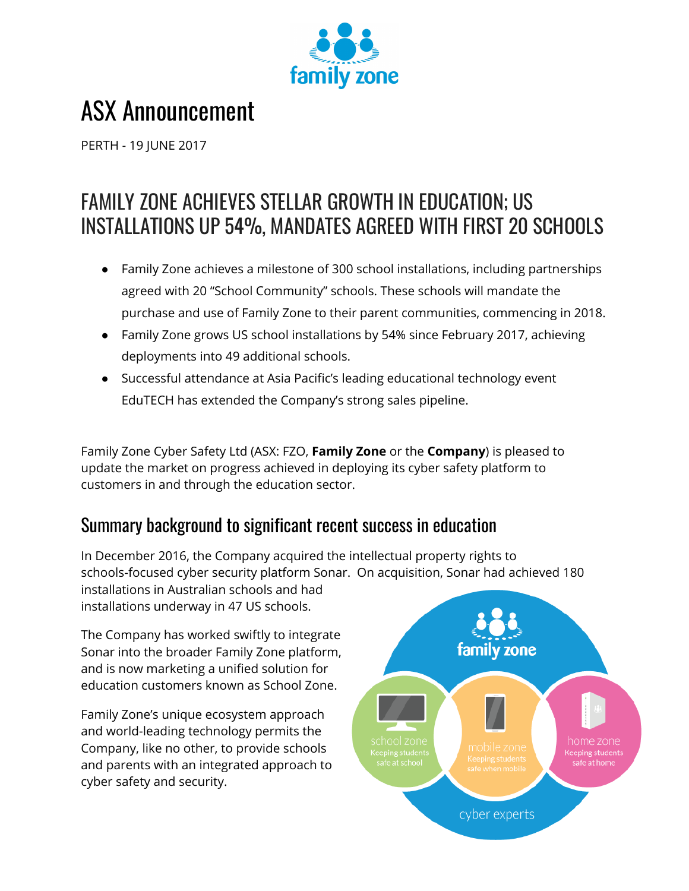# ASX Announcement

PERTH - 19 JUNE 2017

## FAMILY ZONE ACHIEVES STELLAR GROWTH IN EDUCATION; US INSTALLATIONS UP 54%, MANDATES AGREED WITH FIRST 20 SCHOOLS

- Family Zone achieves a milestone of 300 school installations, including partnerships agreed with 20 "School Community" schools. These schools will mandate the purchase and use of Family Zone to their parent communities, commencing in 2018.
- Family Zone grows US school installations by 54% since February 2017, achieving deployments into 49 additional schools.
- Successful attendance at Asia Pacific's leading educational technology event EduTECH has extended the Company's strong sales pipeline.

Family Zone Cyber Safety Ltd (ASX: FZO, **Family Zone** or the **Company**) is pleased to update the market on progress achieved in deploying its cyber safety platform to customers in and through the education sector.

### Summary background to significant recent success in education

In December 2016, the Company acquired the intellectual property rights to schools-focused cyber security platform Sonar. On acquisition, Sonar had achieved 180 installations in Australian schools and had installations underway in 47 US schools.

The Company has worked swiftly to integrate Sonar into the broader Family Zone platform, and is now marketing a unified solution for education customers known as School Zone.

Family Zone's unique ecosystem approach and world-leading technology permits the Company, like no other, to provide schools and parents with an integrated approach to cyber safety and security.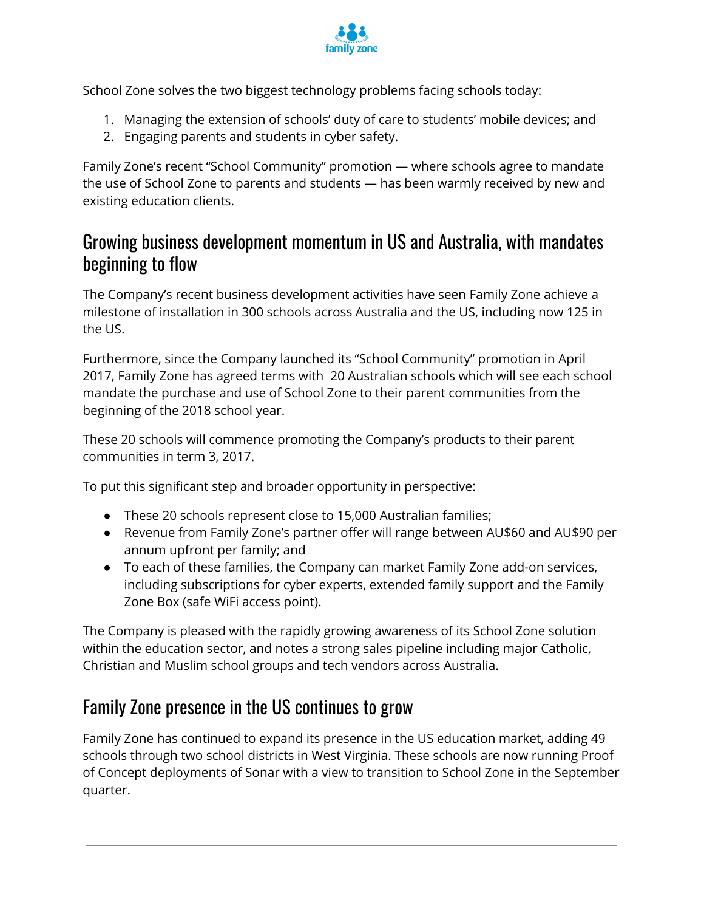School Zone solves the two biggest technology problems facing schools today:

1. Managing the extension of schools' duty of care to students' mobile devices; and
2. Engaging parents and students in cyber safety.

Family Zone's recent "School Community" promotion — where schools agree to mandate the use of School Zone to parents and students — has been warmly received by new and existing education clients.

## Growing business development momentum in US and Australia, with mandates beginning to flow

The Company's recent business development activities have seen Family Zone achieve a milestone of installation in 300 schools across Australia and the US, including now 125 in the US.

Furthermore, since the Company launched its "School Community" promotion in April 2017, Family Zone has agreed terms with 20 Australian schools which will see each school mandate the purchase and use of School Zone to their parent communities from the beginning of the 2018 school year.

These 20 schools will commence promoting the Company's products to their parent communities in term 3, 2017.

To put this significant step and broader opportunity in perspective:

- These 20 schools represent close to 15,000 Australian families;
- Revenue from Family Zone's partner offer will range between AU$60 and AU$90 per annum upfront per family; and
- To each of these families, the Company can market Family Zone add-on services, including subscriptions for cyber experts, extended family support and the Family Zone Box (safe WiFi access point).

The Company is pleased with the rapidly growing awareness of its School Zone solution within the education sector, and notes a strong sales pipeline including major Catholic, Christian and Muslim school groups and tech vendors across Australia.

## Family Zone presence in the US continues to grow

Family Zone has continued to expand its presence in the US education market, adding 49 schools through two school districts in West Virginia. These schools are now running Proof of Concept deployments of Sonar with a view to transition to School Zone in the September quarter.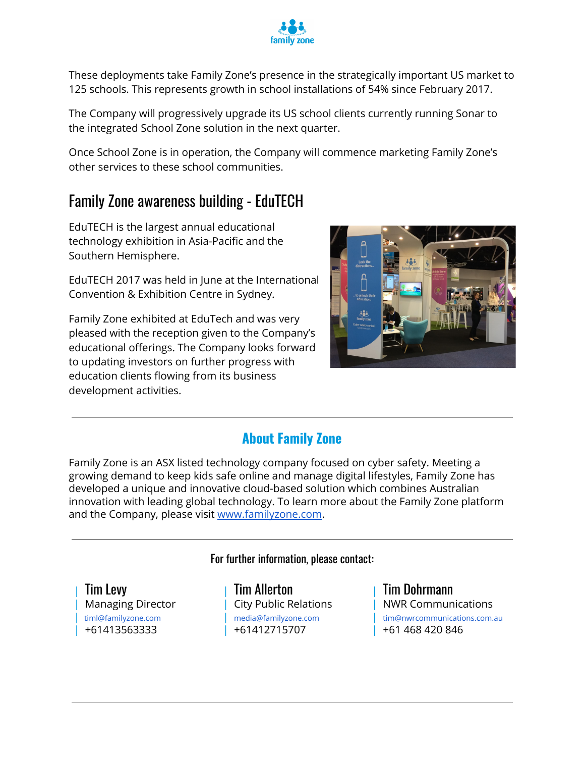These deployments take Family Zone's presence in the strategically important US market to 125 schools. This represents growth in school installations of 54% since February 2017.

The Company will progressively upgrade its US school clients currently running Sonar to the integrated School Zone solution in the next quarter.

Once School Zone is in operation, the Company will commence marketing Family Zone's other services to these school communities.

## Family Zone awareness building - EduTECH

EduTECH is the largest annual educational technology exhibition in Asia-Pacific and the Southern Hemisphere.

EduTECH 2017 was held in June at the International Convention & Exhibition Centre in Sydney.

Family Zone exhibited at EduTech and was very pleased with the reception given to the Company's educational offerings. The Company looks forward to updating investors on further progress with education clients flowing from its business development activities.

---

## About Family Zone

Family Zone is an ASX listed technology company focused on cyber safety. Meeting a growing demand to keep kids safe online and manage digital lifestyles, Family Zone has developed a unique and innovative cloud-based solution which combines Australian innovation with leading global technology. To learn more about the Family Zone platform and the Company, please visit www.familyzone.com.

---

For further information, please contact:

**Tim Levy**
Managing Director
timl@familyzone.com
+61413563333

**Tim Allerton**
City Public Relations
media@familyzone.com
+61412715707

**Tim Dohrmann**
NWR Communications
tim@nwrcommunications.com.au
+61 468 420 846